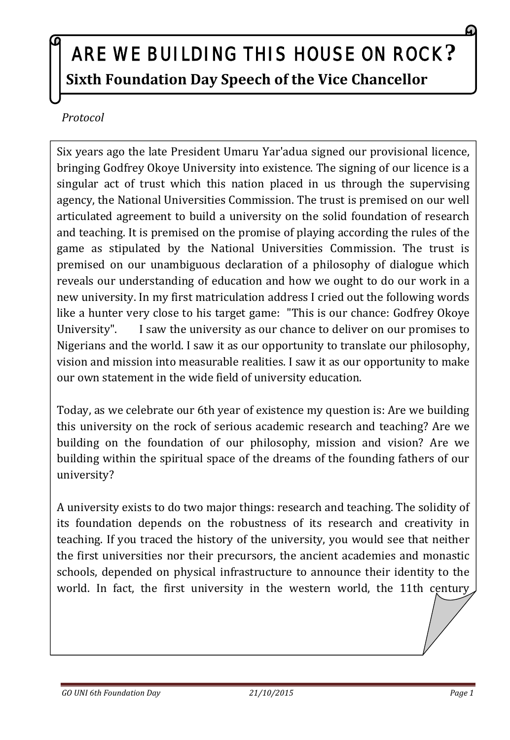# ARE WE BUILDING THIS HOUSE ON ROCK?

## Sixth Foundation Day Speech of the Vice Chancellor

*Protocol*

Six years ago the late President Umaru Yar'adua signed our provisional licence, bringing Godfrey Okoye University into existence. The signing of our licence is a singular act of trust which this nation placed in us through the supervising agency, the National Universities Commission. The trust is premised on our well articulated agreement to build a university on the solid foundation of research and teaching. It is premised on the promise of playing according the rules of the game as stipulated by the National Universities Commission. The trust is premised on our unambiguous declaration of a philosophy of dialogue which reveals our understanding of education and how we ought to do our work in a new university. In my first matriculation address I cried out the following words like a hunter very close to his target game: "This is our chance: Godfrey Okoye University". I saw the university as our chance to deliver on our promises to Nigerians and the world. I saw it as our opportunity to translate our philosophy, vision and mission into measurable realities. I saw it as our opportunity to make our own statement in the wide field of university education.

Today, as we celebrate our 6th year of existence my question is: Are we building this university on the rock of serious academic research and teaching? Are we building on the foundation of our philosophy, mission and vision? Are we building within the spiritual space of the dreams of the founding fathers of our university?

A university exists to do two major things: research and teaching. The solidity of its foundation depends on the robustness of its research and creativity in teaching. If you traced the history of the university, you would see that neither the first universities nor their precursors, the ancient academies and monastic schools, depended on physical infrastructure to announce their identity to the world. In fact, the first university in the western world, the 11th century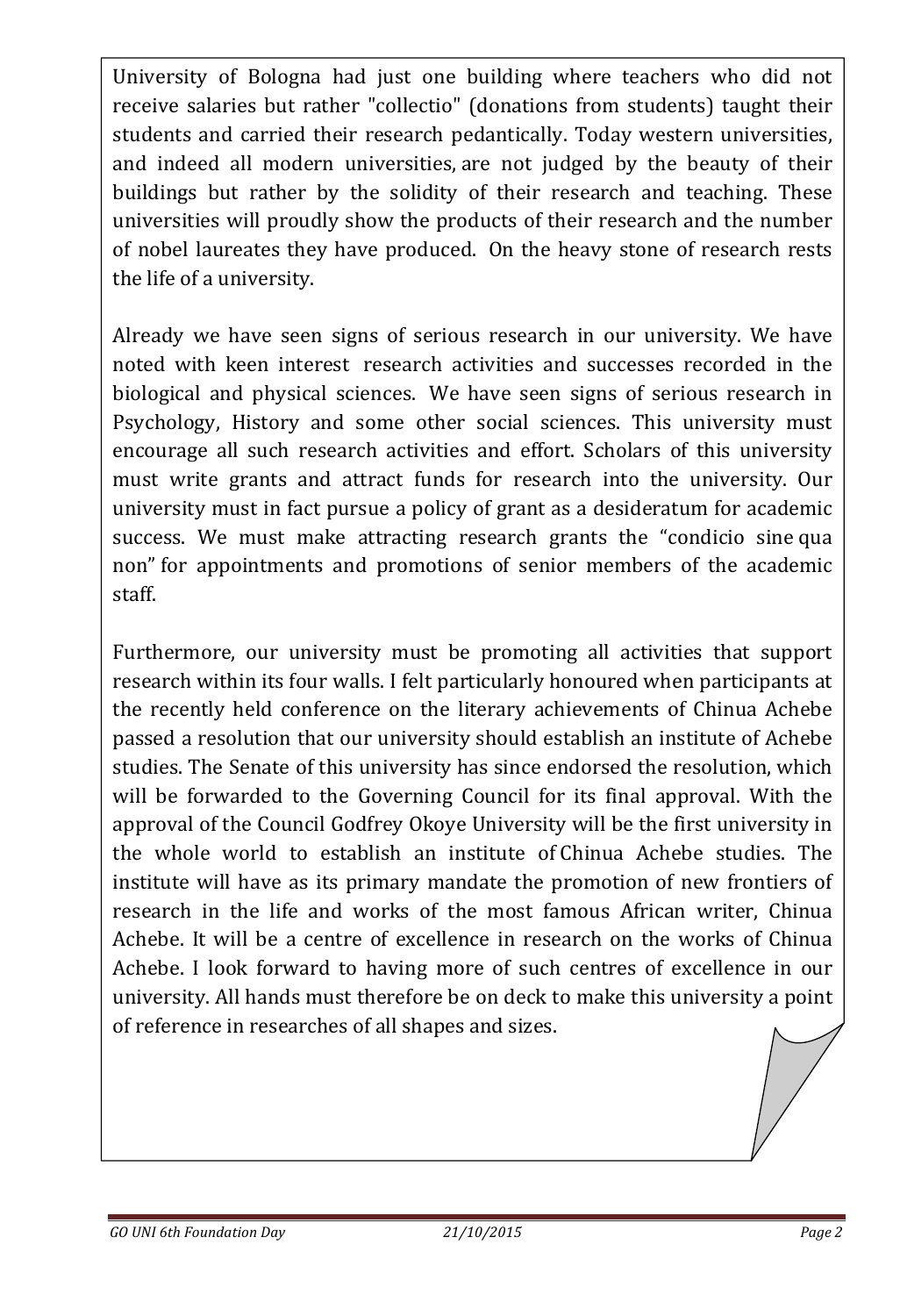University of Bologna had just one building where teachers who did not receive salaries but rather "collectio" (donations from students) taught their students and carried their research pedantically. Today western universities, and indeed all modern universities, are not judged by the beauty of their buildings but rather by the solidity of their research and teaching. These universities will proudly show the products of their research and the number of nobel laureates they have produced. On the heavy stone of research rests the life of a university.

Already we have seen signs of serious research in our university. We have noted with keen interest research activities and successes recorded in the biological and physical sciences. We have seen signs of serious research in Psychology, History and some other social sciences. This university must encourage all such research activities and effort. Scholars of this university must write grants and attract funds for research into the university. Our university must in fact pursue a policy of grant as a desideratum for academic success. We must make attracting research grants the "condicio sine qua non" for appointments and promotions of senior members of the academic staff.

Furthermore, our university must be promoting all activities that support research within its four walls. I felt particularly honoured when participants at the recently held conference on the literary achievements of Chinua Achebe passed a resolution that our university should establish an institute of Achebe studies. The Senate of this university has since endorsed the resolution, which will be forwarded to the Governing Council for its final approval. With the approval of the Council Godfrey Okoye University will be the first university in the whole world to establish an institute of Chinua Achebe studies. The institute will have as its primary mandate the promotion of new frontiers of research in the life and works of the most famous African writer, Chinua Achebe. It will be a centre of excellence in research on the works of Chinua Achebe. I look forward to having more of such centres of excellence in our university. All hands must therefore be on deck to make this university a point of reference in researches of all shapes and sizes.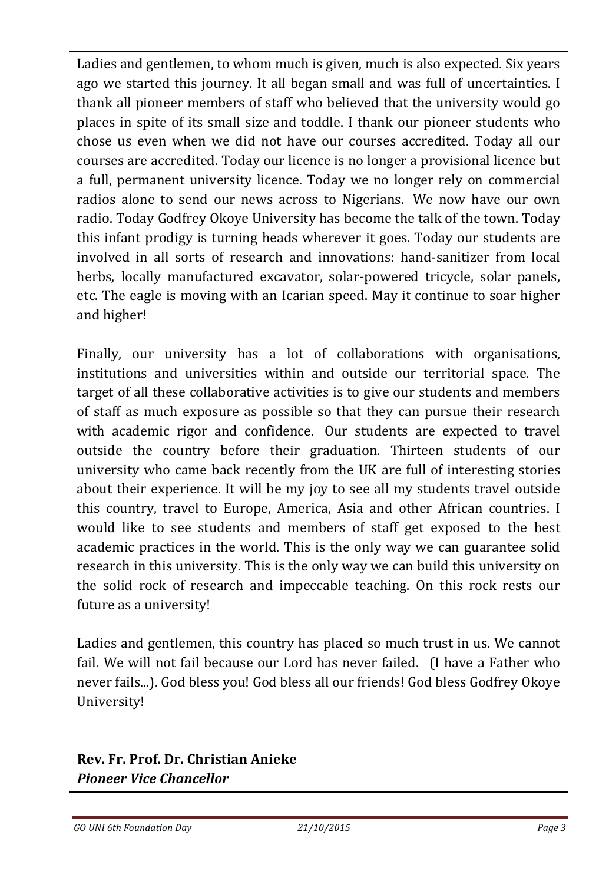Ladies and gentlemen, to whom much is given, much is also expected. Six years ago we started this journey. It all began small and was full of uncertainties. I thank all pioneer members of staff who believed that the university would go places in spite of its small size and toddle. I thank our pioneer students who chose us even when we did not have our courses accredited. Today all our courses are accredited. Today our licence is no longer a provisional licence but a full, permanent university licence. Today we no longer rely on commercial radios alone to send our news across to Nigerians. We now have our own radio. Today Godfrey Okoye University has become the talk of the town. Today this infant prodigy is turning heads wherever it goes. Today our students are involved in all sorts of research and innovations: hand-sanitizer from local herbs, locally manufactured excavator, solar-powered tricycle, solar panels, etc. The eagle is moving with an Icarian speed. May it continue to soar higher and higher!

Finally, our university has a lot of collaborations with organisations, institutions and universities within and outside our territorial space. The target of all these collaborative activities is to give our students and members of staff as much exposure as possible so that they can pursue their research with academic rigor and confidence. Our students are expected to travel outside the country before their graduation. Thirteen students of our university who came back recently from the UK are full of interesting stories about their experience. It will be my joy to see all my students travel outside this country, travel to Europe, America, Asia and other African countries. I would like to see students and members of staff get exposed to the best academic practices in the world. This is the only way we can guarantee solid research in this university. This is the only way we can build this university on the solid rock of research and impeccable teaching. On this rock rests our future as a university!

Ladies and gentlemen, this country has placed so much trust in us. We cannot fail. We will not fail because our Lord has never failed. (I have a Father who never fails...). God bless you! God bless all our friends! God bless Godfrey Okoye University!

**Rev. Fr. Prof. Dr. Christian Anieke**
***Pioneer Vice Chancellor***